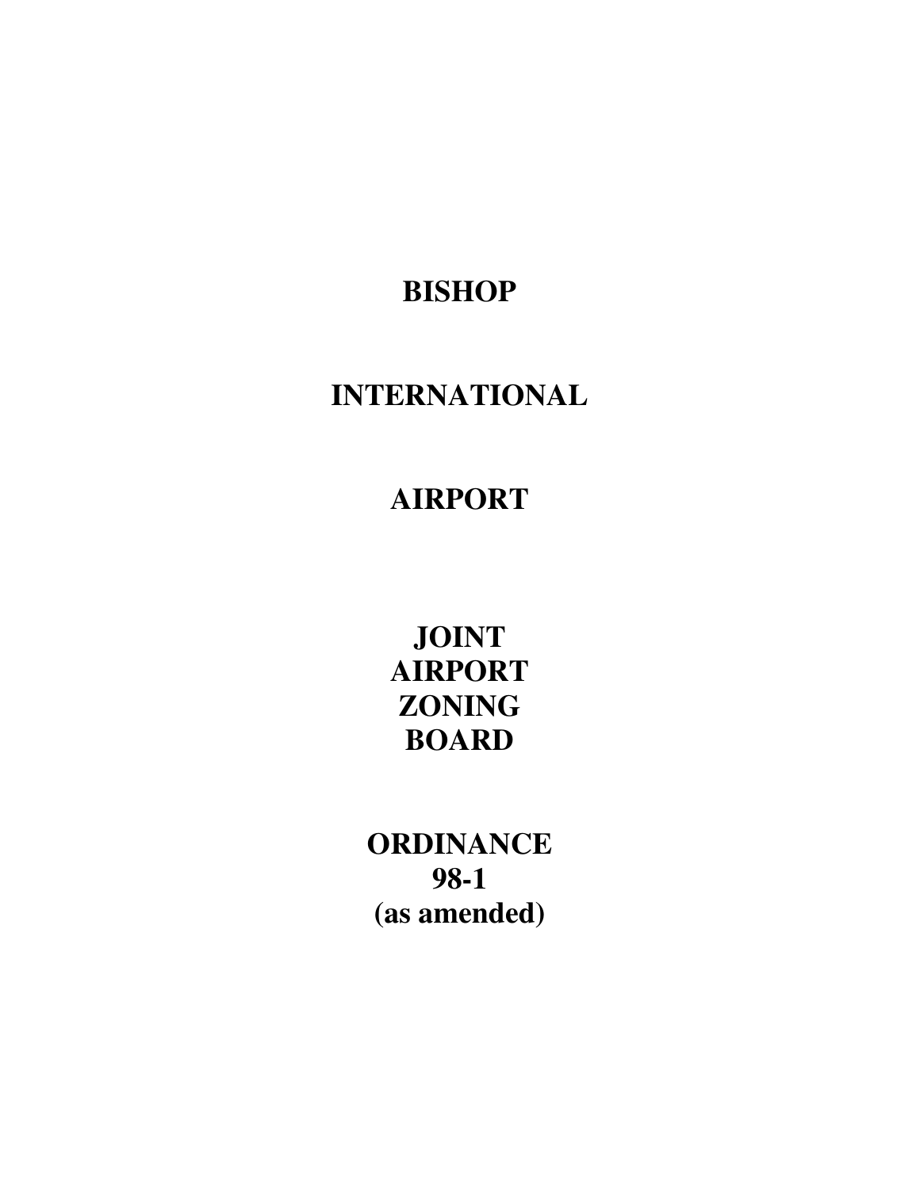# BISHOP

# INTERNATIONAL

# AIRPORT

# JOINT AIRPORT ZONING BOARD

# ORDINANCE 98-1 (as amended)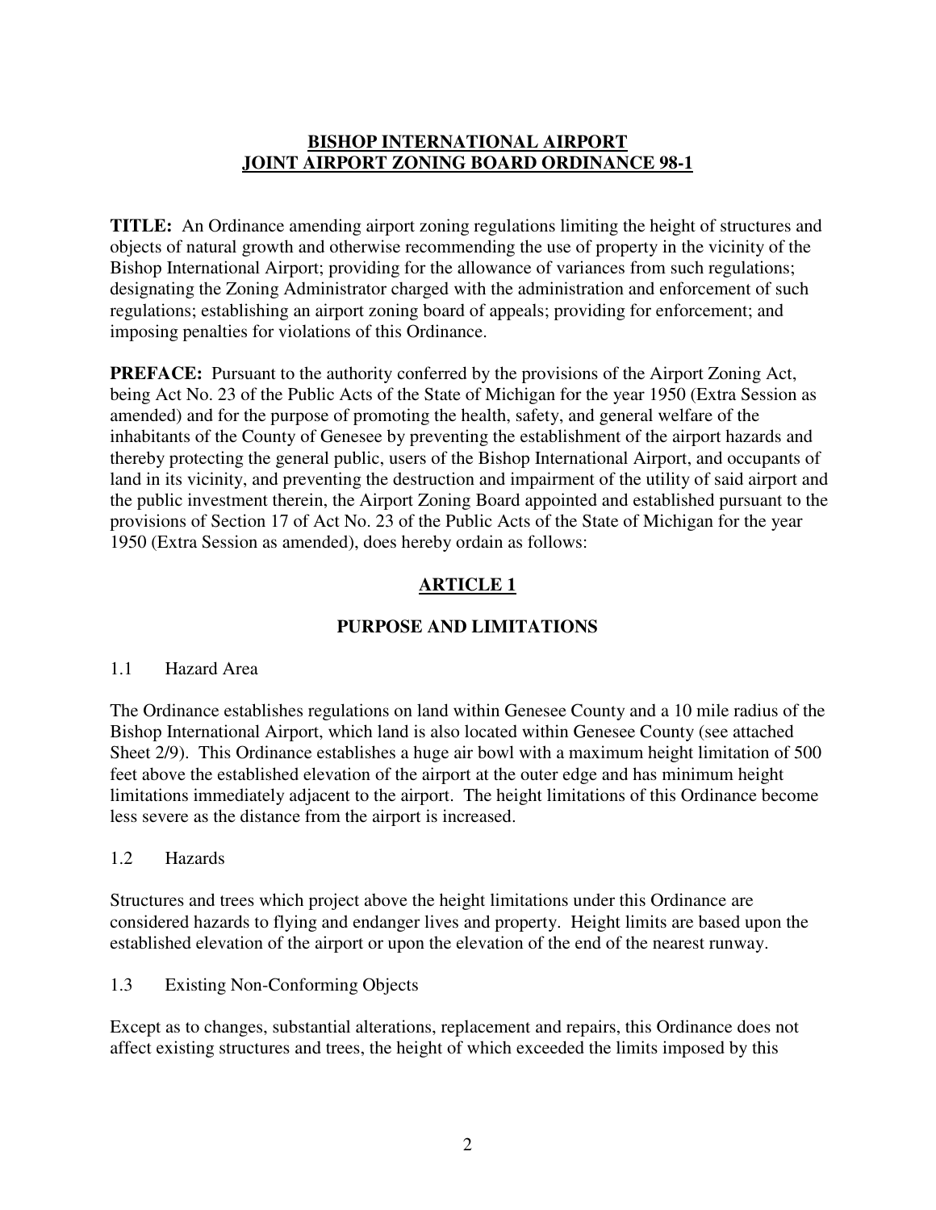# BISHOP INTERNATIONAL AIRPORT
# JOINT AIRPORT ZONING BOARD ORDINANCE 98-1

**TITLE:** An Ordinance amending airport zoning regulations limiting the height of structures and objects of natural growth and otherwise recommending the use of property in the vicinity of the Bishop International Airport; providing for the allowance of variances from such regulations; designating the Zoning Administrator charged with the administration and enforcement of such regulations; establishing an airport zoning board of appeals; providing for enforcement; and imposing penalties for violations of this Ordinance.

**PREFACE:** Pursuant to the authority conferred by the provisions of the Airport Zoning Act, being Act No. 23 of the Public Acts of the State of Michigan for the year 1950 (Extra Session as amended) and for the purpose of promoting the health, safety, and general welfare of the inhabitants of the County of Genesee by preventing the establishment of the airport hazards and thereby protecting the general public, users of the Bishop International Airport, and occupants of land in its vicinity, and preventing the destruction and impairment of the utility of said airport and the public investment therein, the Airport Zoning Board appointed and established pursuant to the provisions of Section 17 of Act No. 23 of the Public Acts of the State of Michigan for the year 1950 (Extra Session as amended), does hereby ordain as follows:

## ARTICLE 1

## PURPOSE AND LIMITATIONS

1.1 Hazard Area

The Ordinance establishes regulations on land within Genesee County and a 10 mile radius of the Bishop International Airport, which land is also located within Genesee County (see attached Sheet 2/9). This Ordinance establishes a huge air bowl with a maximum height limitation of 500 feet above the established elevation of the airport at the outer edge and has minimum height limitations immediately adjacent to the airport. The height limitations of this Ordinance become less severe as the distance from the airport is increased.

1.2 Hazards

Structures and trees which project above the height limitations under this Ordinance are considered hazards to flying and endanger lives and property. Height limits are based upon the established elevation of the airport or upon the elevation of the end of the nearest runway.

1.3 Existing Non-Conforming Objects

Except as to changes, substantial alterations, replacement and repairs, this Ordinance does not affect existing structures and trees, the height of which exceeded the limits imposed by this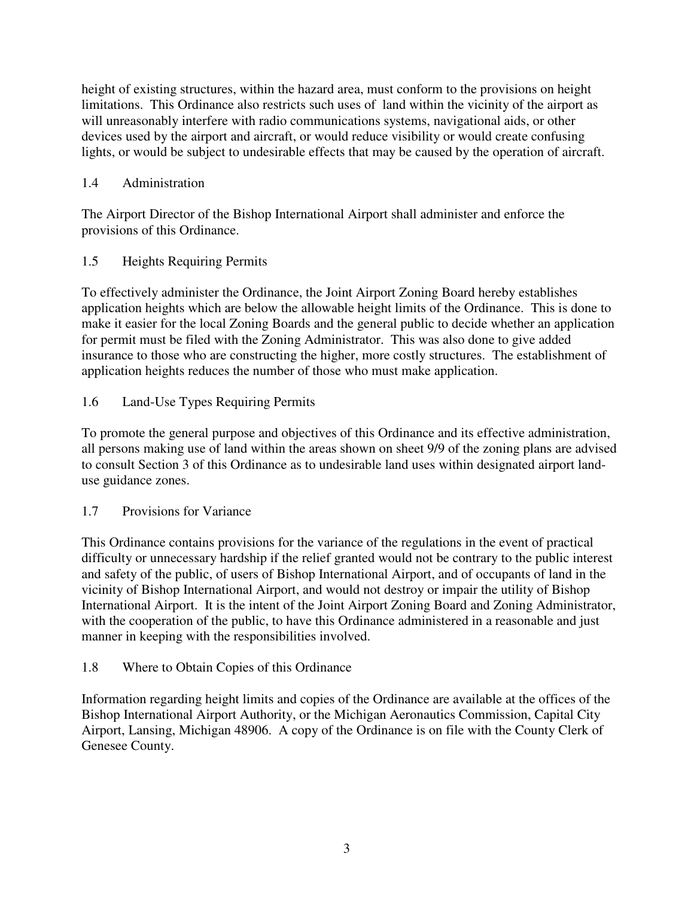height of existing structures, within the hazard area, must conform to the provisions on height limitations. This Ordinance also restricts such uses of land within the vicinity of the airport as will unreasonably interfere with radio communications systems, navigational aids, or other devices used by the airport and aircraft, or would reduce visibility or would create confusing lights, or would be subject to undesirable effects that may be caused by the operation of aircraft.

## 1.4 Administration

The Airport Director of the Bishop International Airport shall administer and enforce the provisions of this Ordinance.

## 1.5 Heights Requiring Permits

To effectively administer the Ordinance, the Joint Airport Zoning Board hereby establishes application heights which are below the allowable height limits of the Ordinance. This is done to make it easier for the local Zoning Boards and the general public to decide whether an application for permit must be filed with the Zoning Administrator. This was also done to give added insurance to those who are constructing the higher, more costly structures. The establishment of application heights reduces the number of those who must make application.

## 1.6 Land-Use Types Requiring Permits

To promote the general purpose and objectives of this Ordinance and its effective administration, all persons making use of land within the areas shown on sheet 9/9 of the zoning plans are advised to consult Section 3 of this Ordinance as to undesirable land uses within designated airport land-use guidance zones.

## 1.7 Provisions for Variance

This Ordinance contains provisions for the variance of the regulations in the event of practical difficulty or unnecessary hardship if the relief granted would not be contrary to the public interest and safety of the public, of users of Bishop International Airport, and of occupants of land in the vicinity of Bishop International Airport, and would not destroy or impair the utility of Bishop International Airport. It is the intent of the Joint Airport Zoning Board and Zoning Administrator, with the cooperation of the public, to have this Ordinance administered in a reasonable and just manner in keeping with the responsibilities involved.

## 1.8 Where to Obtain Copies of this Ordinance

Information regarding height limits and copies of the Ordinance are available at the offices of the Bishop International Airport Authority, or the Michigan Aeronautics Commission, Capital City Airport, Lansing, Michigan 48906. A copy of the Ordinance is on file with the County Clerk of Genesee County.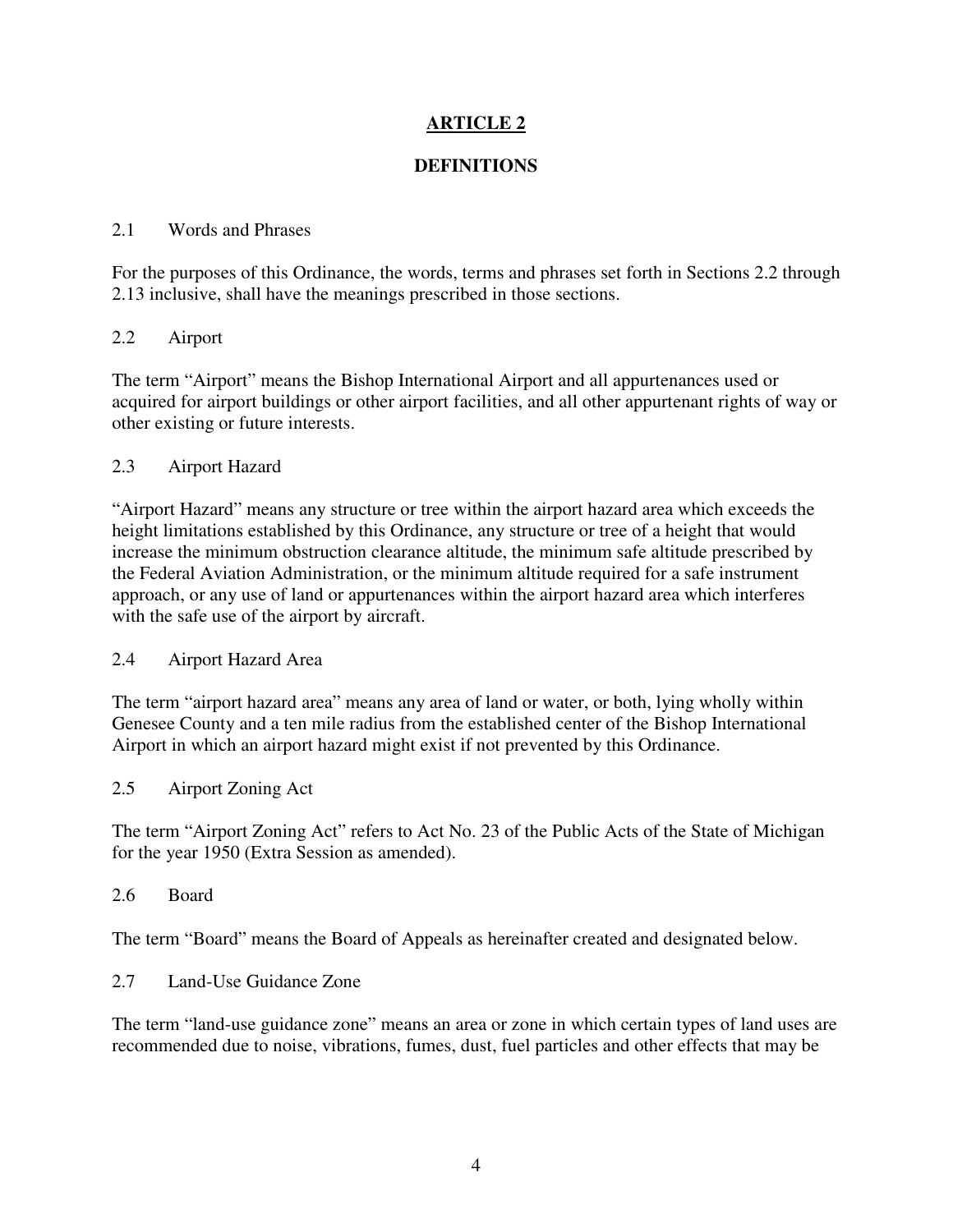# ARTICLE 2

## DEFINITIONS

2.1 Words and Phrases

For the purposes of this Ordinance, the words, terms and phrases set forth in Sections 2.2 through 2.13 inclusive, shall have the meanings prescribed in those sections.

2.2 Airport

The term "Airport" means the Bishop International Airport and all appurtenances used or acquired for airport buildings or other airport facilities, and all other appurtenant rights of way or other existing or future interests.

2.3 Airport Hazard

"Airport Hazard" means any structure or tree within the airport hazard area which exceeds the height limitations established by this Ordinance, any structure or tree of a height that would increase the minimum obstruction clearance altitude, the minimum safe altitude prescribed by the Federal Aviation Administration, or the minimum altitude required for a safe instrument approach, or any use of land or appurtenances within the airport hazard area which interferes with the safe use of the airport by aircraft.

2.4 Airport Hazard Area

The term "airport hazard area" means any area of land or water, or both, lying wholly within Genesee County and a ten mile radius from the established center of the Bishop International Airport in which an airport hazard might exist if not prevented by this Ordinance.

2.5 Airport Zoning Act

The term "Airport Zoning Act" refers to Act No. 23 of the Public Acts of the State of Michigan for the year 1950 (Extra Session as amended).

2.6 Board

The term "Board" means the Board of Appeals as hereinafter created and designated below.

2.7 Land-Use Guidance Zone

The term "land-use guidance zone" means an area or zone in which certain types of land uses are recommended due to noise, vibrations, fumes, dust, fuel particles and other effects that may be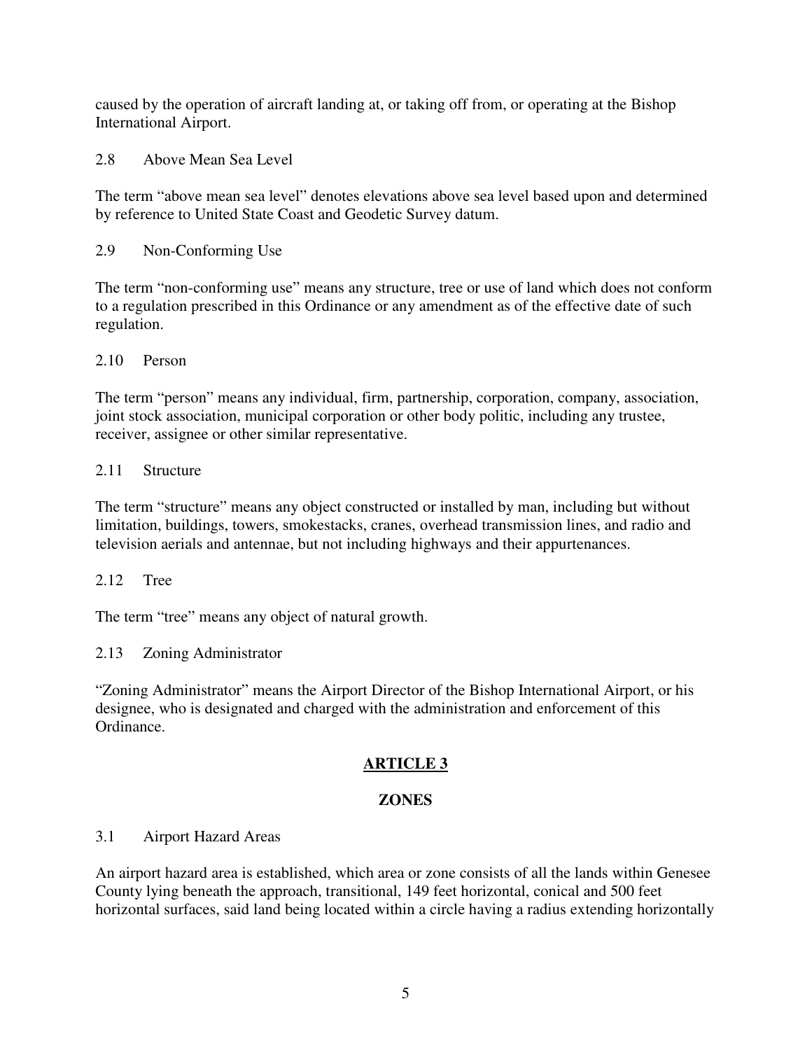caused by the operation of aircraft landing at, or taking off from, or operating at the Bishop International Airport.

2.8 Above Mean Sea Level

The term "above mean sea level" denotes elevations above sea level based upon and determined by reference to United State Coast and Geodetic Survey datum.

2.9 Non-Conforming Use

The term "non-conforming use" means any structure, tree or use of land which does not conform to a regulation prescribed in this Ordinance or any amendment as of the effective date of such regulation.

2.10 Person

The term "person" means any individual, firm, partnership, corporation, company, association, joint stock association, municipal corporation or other body politic, including any trustee, receiver, assignee or other similar representative.

2.11 Structure

The term "structure" means any object constructed or installed by man, including but without limitation, buildings, towers, smokestacks, cranes, overhead transmission lines, and radio and television aerials and antennae, but not including highways and their appurtenances.

2.12 Tree

The term "tree" means any object of natural growth.

2.13 Zoning Administrator

"Zoning Administrator" means the Airport Director of the Bishop International Airport, or his designee, who is designated and charged with the administration and enforcement of this Ordinance.

## ARTICLE 3

## ZONES

3.1 Airport Hazard Areas

An airport hazard area is established, which area or zone consists of all the lands within Genesee County lying beneath the approach, transitional, 149 feet horizontal, conical and 500 feet horizontal surfaces, said land being located within a circle having a radius extending horizontally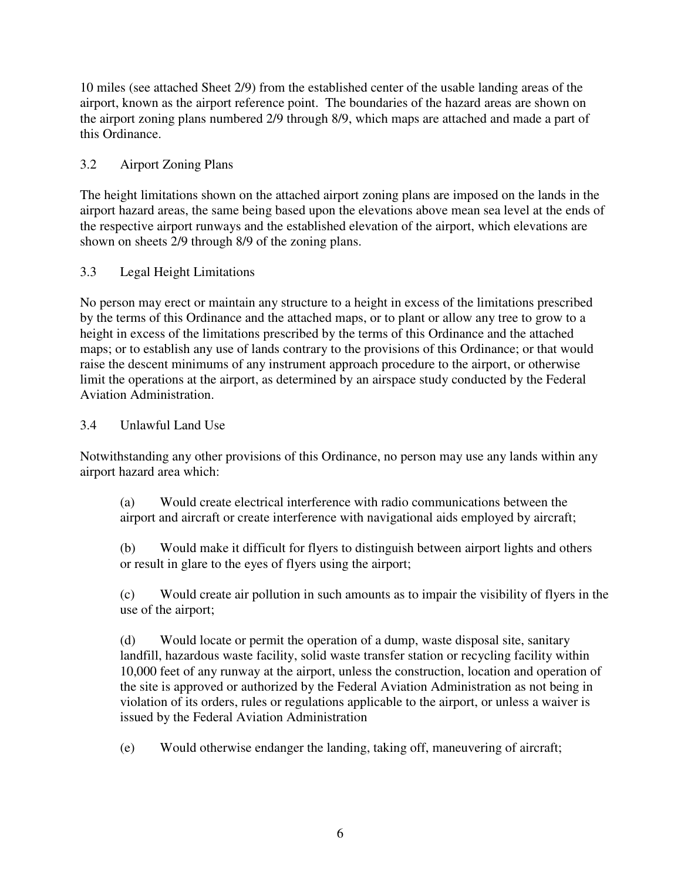10 miles (see attached Sheet 2/9) from the established center of the usable landing areas of the airport, known as the airport reference point. The boundaries of the hazard areas are shown on the airport zoning plans numbered 2/9 through 8/9, which maps are attached and made a part of this Ordinance.

### 3.2 Airport Zoning Plans

The height limitations shown on the attached airport zoning plans are imposed on the lands in the airport hazard areas, the same being based upon the elevations above mean sea level at the ends of the respective airport runways and the established elevation of the airport, which elevations are shown on sheets 2/9 through 8/9 of the zoning plans.

### 3.3 Legal Height Limitations

No person may erect or maintain any structure to a height in excess of the limitations prescribed by the terms of this Ordinance and the attached maps, or to plant or allow any tree to grow to a height in excess of the limitations prescribed by the terms of this Ordinance and the attached maps; or to establish any use of lands contrary to the provisions of this Ordinance; or that would raise the descent minimums of any instrument approach procedure to the airport, or otherwise limit the operations at the airport, as determined by an airspace study conducted by the Federal Aviation Administration.

### 3.4 Unlawful Land Use

Notwithstanding any other provisions of this Ordinance, no person may use any lands within any airport hazard area which:

(a) Would create electrical interference with radio communications between the airport and aircraft or create interference with navigational aids employed by aircraft;

(b) Would make it difficult for flyers to distinguish between airport lights and others or result in glare to the eyes of flyers using the airport;

(c) Would create air pollution in such amounts as to impair the visibility of flyers in the use of the airport;

(d) Would locate or permit the operation of a dump, waste disposal site, sanitary landfill, hazardous waste facility, solid waste transfer station or recycling facility within 10,000 feet of any runway at the airport, unless the construction, location and operation of the site is approved or authorized by the Federal Aviation Administration as not being in violation of its orders, rules or regulations applicable to the airport, or unless a waiver is issued by the Federal Aviation Administration

(e) Would otherwise endanger the landing, taking off, maneuvering of aircraft;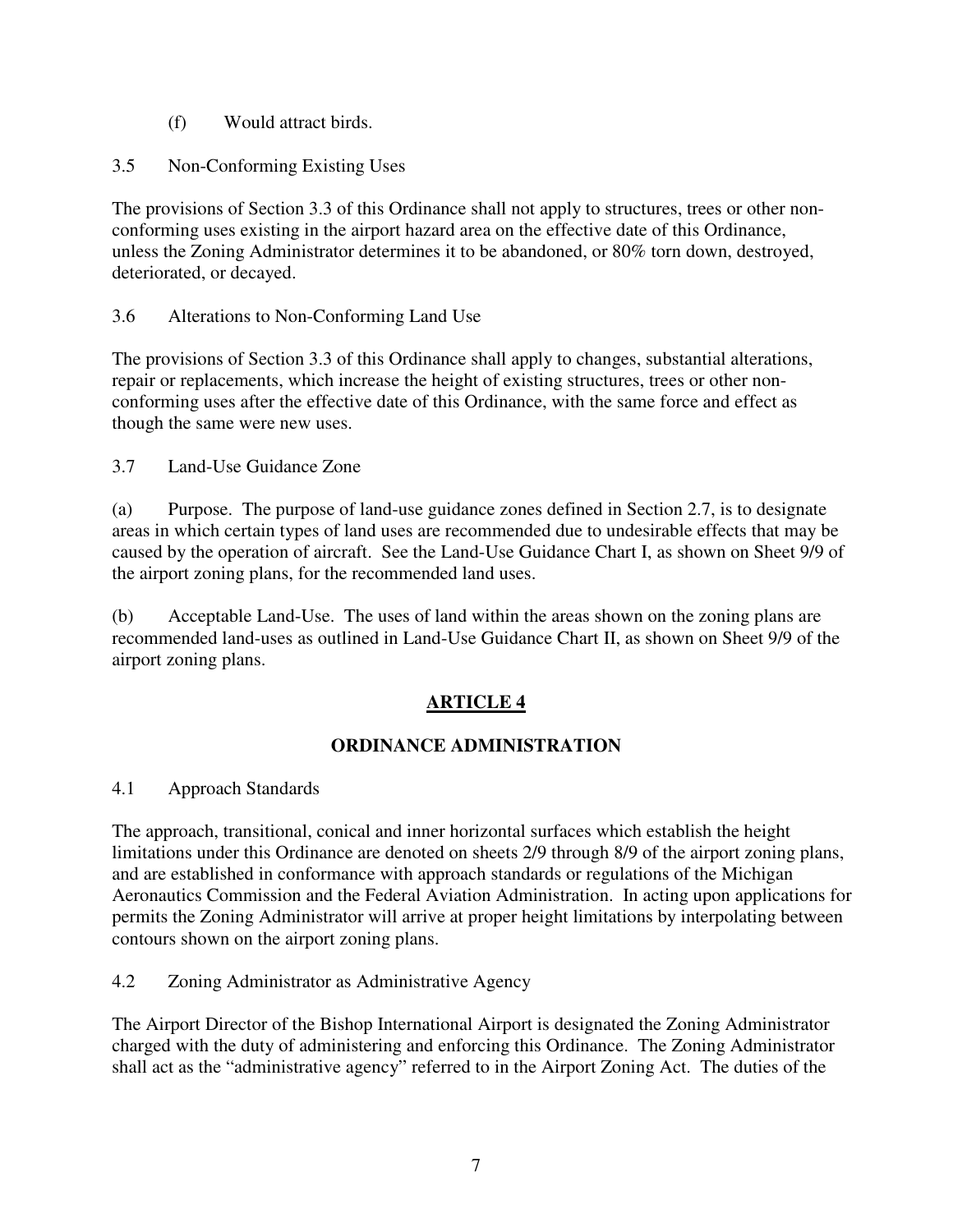(f) Would attract birds.

3.5 Non-Conforming Existing Uses

The provisions of Section 3.3 of this Ordinance shall not apply to structures, trees or other non-conforming uses existing in the airport hazard area on the effective date of this Ordinance, unless the Zoning Administrator determines it to be abandoned, or 80% torn down, destroyed, deteriorated, or decayed.

3.6 Alterations to Non-Conforming Land Use

The provisions of Section 3.3 of this Ordinance shall apply to changes, substantial alterations, repair or replacements, which increase the height of existing structures, trees or other non-conforming uses after the effective date of this Ordinance, with the same force and effect as though the same were new uses.

3.7 Land-Use Guidance Zone

(a) Purpose. The purpose of land-use guidance zones defined in Section 2.7, is to designate areas in which certain types of land uses are recommended due to undesirable effects that may be caused by the operation of aircraft. See the Land-Use Guidance Chart I, as shown on Sheet 9/9 of the airport zoning plans, for the recommended land uses.

(b) Acceptable Land-Use. The uses of land within the areas shown on the zoning plans are recommended land-uses as outlined in Land-Use Guidance Chart II, as shown on Sheet 9/9 of the airport zoning plans.

## ARTICLE 4

## ORDINANCE ADMINISTRATION

4.1 Approach Standards

The approach, transitional, conical and inner horizontal surfaces which establish the height limitations under this Ordinance are denoted on sheets 2/9 through 8/9 of the airport zoning plans, and are established in conformance with approach standards or regulations of the Michigan Aeronautics Commission and the Federal Aviation Administration. In acting upon applications for permits the Zoning Administrator will arrive at proper height limitations by interpolating between contours shown on the airport zoning plans.

4.2 Zoning Administrator as Administrative Agency

The Airport Director of the Bishop International Airport is designated the Zoning Administrator charged with the duty of administering and enforcing this Ordinance. The Zoning Administrator shall act as the "administrative agency" referred to in the Airport Zoning Act. The duties of the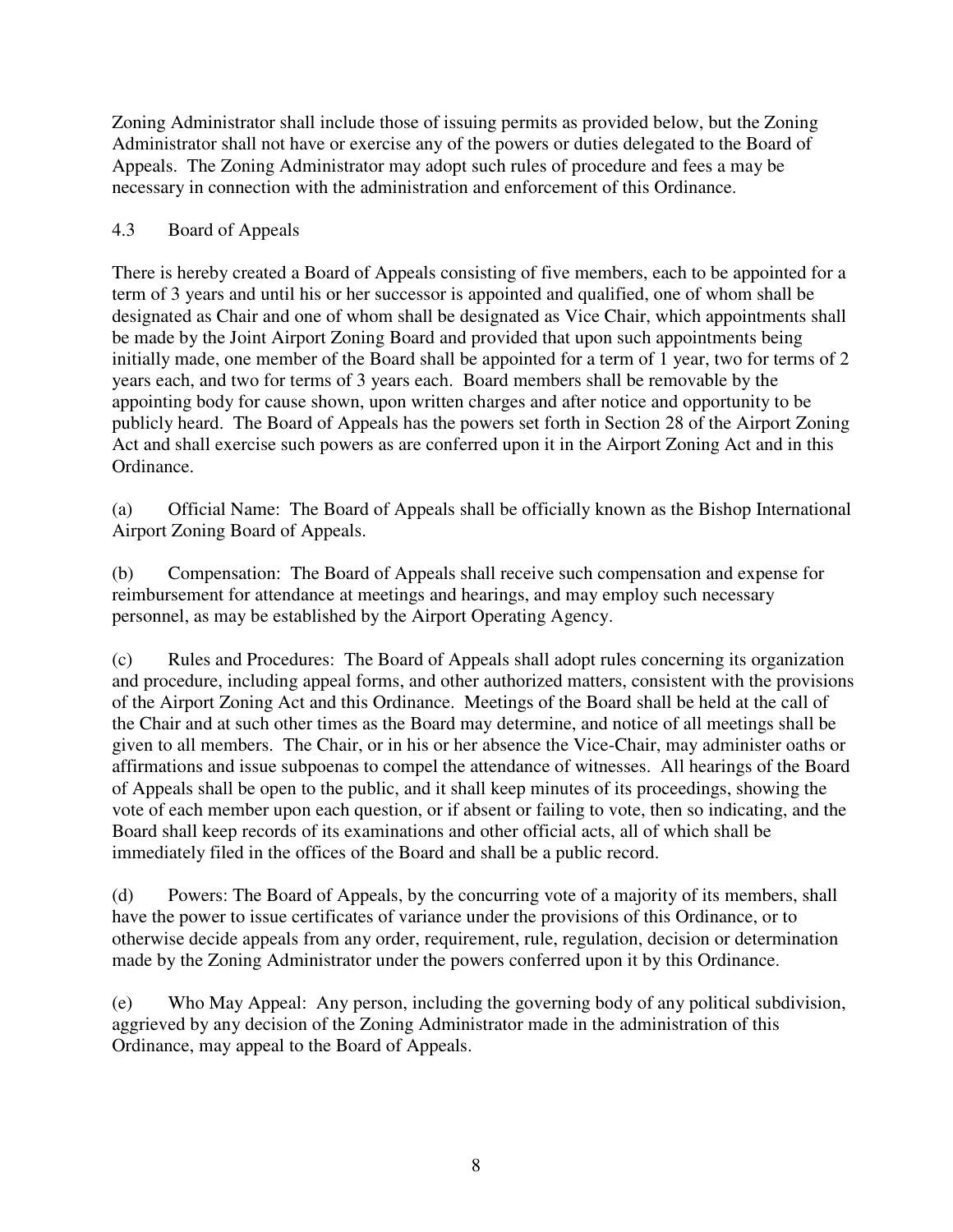Zoning Administrator shall include those of issuing permits as provided below, but the Zoning Administrator shall not have or exercise any of the powers or duties delegated to the Board of Appeals. The Zoning Administrator may adopt such rules of procedure and fees a may be necessary in connection with the administration and enforcement of this Ordinance.

## 4.3 Board of Appeals

There is hereby created a Board of Appeals consisting of five members, each to be appointed for a term of 3 years and until his or her successor is appointed and qualified, one of whom shall be designated as Chair and one of whom shall be designated as Vice Chair, which appointments shall be made by the Joint Airport Zoning Board and provided that upon such appointments being initially made, one member of the Board shall be appointed for a term of 1 year, two for terms of 2 years each, and two for terms of 3 years each. Board members shall be removable by the appointing body for cause shown, upon written charges and after notice and opportunity to be publicly heard. The Board of Appeals has the powers set forth in Section 28 of the Airport Zoning Act and shall exercise such powers as are conferred upon it in the Airport Zoning Act and in this Ordinance.

(a) Official Name: The Board of Appeals shall be officially known as the Bishop International Airport Zoning Board of Appeals.

(b) Compensation: The Board of Appeals shall receive such compensation and expense for reimbursement for attendance at meetings and hearings, and may employ such necessary personnel, as may be established by the Airport Operating Agency.

(c) Rules and Procedures: The Board of Appeals shall adopt rules concerning its organization and procedure, including appeal forms, and other authorized matters, consistent with the provisions of the Airport Zoning Act and this Ordinance. Meetings of the Board shall be held at the call of the Chair and at such other times as the Board may determine, and notice of all meetings shall be given to all members. The Chair, or in his or her absence the Vice-Chair, may administer oaths or affirmations and issue subpoenas to compel the attendance of witnesses. All hearings of the Board of Appeals shall be open to the public, and it shall keep minutes of its proceedings, showing the vote of each member upon each question, or if absent or failing to vote, then so indicating, and the Board shall keep records of its examinations and other official acts, all of which shall be immediately filed in the offices of the Board and shall be a public record.

(d) Powers: The Board of Appeals, by the concurring vote of a majority of its members, shall have the power to issue certificates of variance under the provisions of this Ordinance, or to otherwise decide appeals from any order, requirement, rule, regulation, decision or determination made by the Zoning Administrator under the powers conferred upon it by this Ordinance.

(e) Who May Appeal: Any person, including the governing body of any political subdivision, aggrieved by any decision of the Zoning Administrator made in the administration of this Ordinance, may appeal to the Board of Appeals.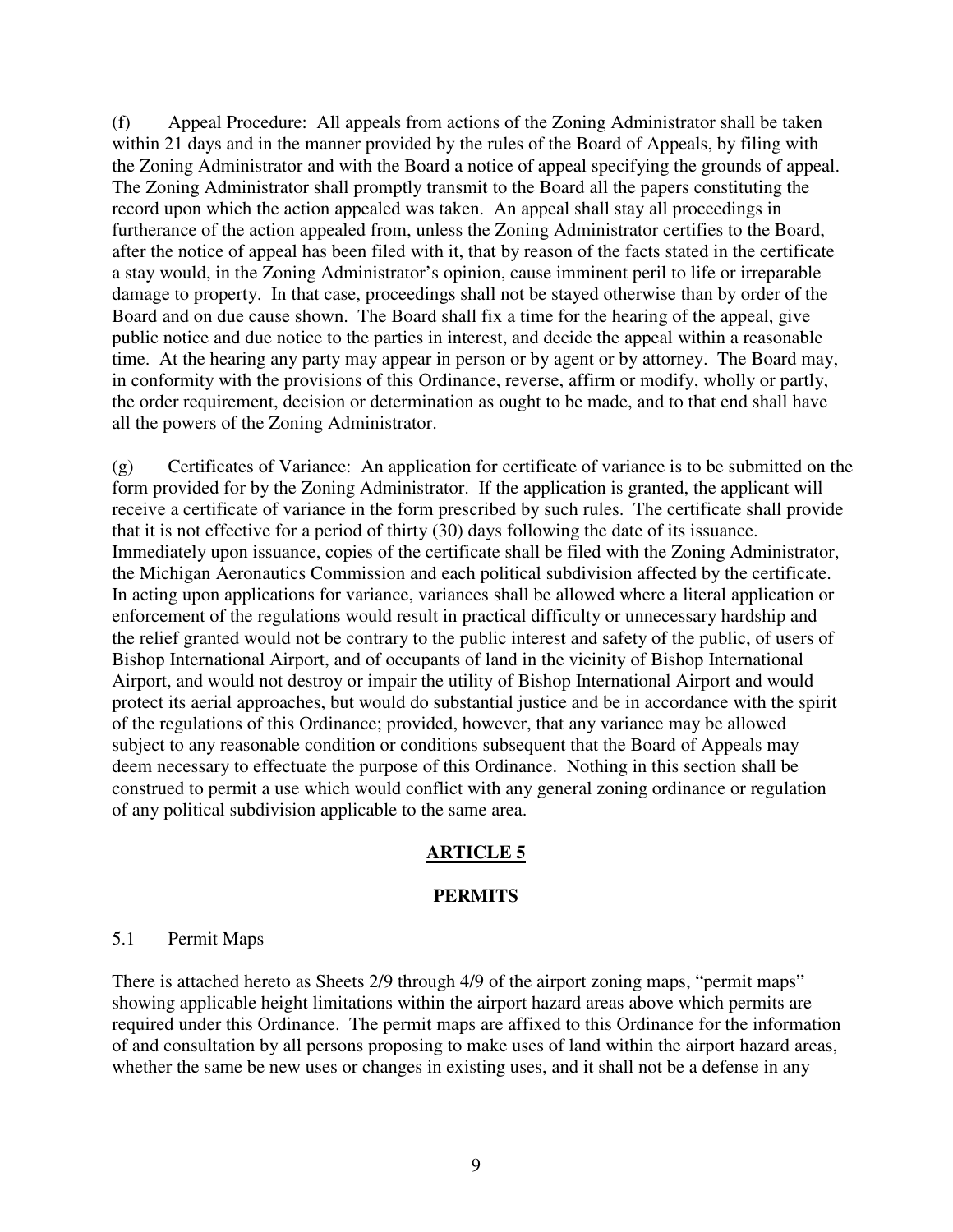(f) Appeal Procedure: All appeals from actions of the Zoning Administrator shall be taken within 21 days and in the manner provided by the rules of the Board of Appeals, by filing with the Zoning Administrator and with the Board a notice of appeal specifying the grounds of appeal. The Zoning Administrator shall promptly transmit to the Board all the papers constituting the record upon which the action appealed was taken. An appeal shall stay all proceedings in furtherance of the action appealed from, unless the Zoning Administrator certifies to the Board, after the notice of appeal has been filed with it, that by reason of the facts stated in the certificate a stay would, in the Zoning Administrator's opinion, cause imminent peril to life or irreparable damage to property. In that case, proceedings shall not be stayed otherwise than by order of the Board and on due cause shown. The Board shall fix a time for the hearing of the appeal, give public notice and due notice to the parties in interest, and decide the appeal within a reasonable time. At the hearing any party may appear in person or by agent or by attorney. The Board may, in conformity with the provisions of this Ordinance, reverse, affirm or modify, wholly or partly, the order requirement, decision or determination as ought to be made, and to that end shall have all the powers of the Zoning Administrator.

(g) Certificates of Variance: An application for certificate of variance is to be submitted on the form provided for by the Zoning Administrator. If the application is granted, the applicant will receive a certificate of variance in the form prescribed by such rules. The certificate shall provide that it is not effective for a period of thirty (30) days following the date of its issuance. Immediately upon issuance, copies of the certificate shall be filed with the Zoning Administrator, the Michigan Aeronautics Commission and each political subdivision affected by the certificate. In acting upon applications for variance, variances shall be allowed where a literal application or enforcement of the regulations would result in practical difficulty or unnecessary hardship and the relief granted would not be contrary to the public interest and safety of the public, of users of Bishop International Airport, and of occupants of land in the vicinity of Bishop International Airport, and would not destroy or impair the utility of Bishop International Airport and would protect its aerial approaches, but would do substantial justice and be in accordance with the spirit of the regulations of this Ordinance; provided, however, that any variance may be allowed subject to any reasonable condition or conditions subsequent that the Board of Appeals may deem necessary to effectuate the purpose of this Ordinance. Nothing in this section shall be construed to permit a use which would conflict with any general zoning ordinance or regulation of any political subdivision applicable to the same area.

## ARTICLE 5

## PERMITS

### 5.1 Permit Maps

There is attached hereto as Sheets 2/9 through 4/9 of the airport zoning maps, "permit maps" showing applicable height limitations within the airport hazard areas above which permits are required under this Ordinance. The permit maps are affixed to this Ordinance for the information of and consultation by all persons proposing to make uses of land within the airport hazard areas, whether the same be new uses or changes in existing uses, and it shall not be a defense in any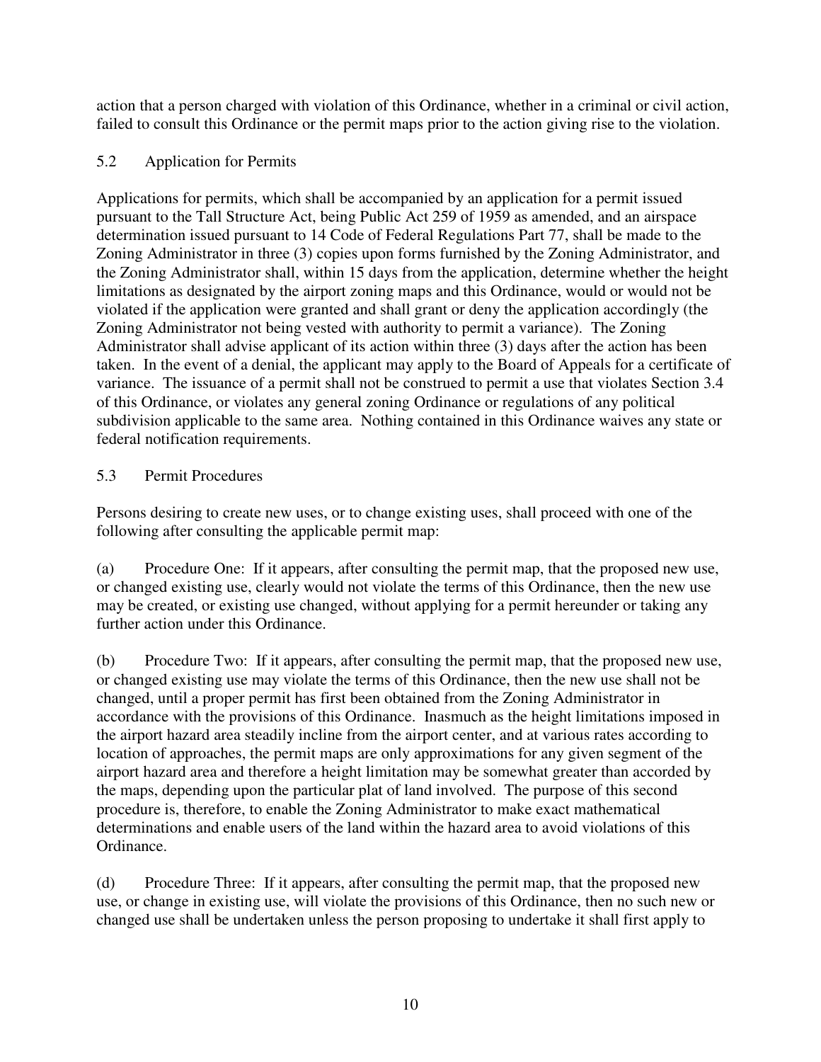action that a person charged with violation of this Ordinance, whether in a criminal or civil action, failed to consult this Ordinance or the permit maps prior to the action giving rise to the violation.

## 5.2 Application for Permits

Applications for permits, which shall be accompanied by an application for a permit issued pursuant to the Tall Structure Act, being Public Act 259 of 1959 as amended, and an airspace determination issued pursuant to 14 Code of Federal Regulations Part 77, shall be made to the Zoning Administrator in three (3) copies upon forms furnished by the Zoning Administrator, and the Zoning Administrator shall, within 15 days from the application, determine whether the height limitations as designated by the airport zoning maps and this Ordinance, would or would not be violated if the application were granted and shall grant or deny the application accordingly (the Zoning Administrator not being vested with authority to permit a variance). The Zoning Administrator shall advise applicant of its action within three (3) days after the action has been taken. In the event of a denial, the applicant may apply to the Board of Appeals for a certificate of variance. The issuance of a permit shall not be construed to permit a use that violates Section 3.4 of this Ordinance, or violates any general zoning Ordinance or regulations of any political subdivision applicable to the same area. Nothing contained in this Ordinance waives any state or federal notification requirements.

## 5.3 Permit Procedures

Persons desiring to create new uses, or to change existing uses, shall proceed with one of the following after consulting the applicable permit map:

(a) Procedure One: If it appears, after consulting the permit map, that the proposed new use, or changed existing use, clearly would not violate the terms of this Ordinance, then the new use may be created, or existing use changed, without applying for a permit hereunder or taking any further action under this Ordinance.

(b) Procedure Two: If it appears, after consulting the permit map, that the proposed new use, or changed existing use may violate the terms of this Ordinance, then the new use shall not be changed, until a proper permit has first been obtained from the Zoning Administrator in accordance with the provisions of this Ordinance. Inasmuch as the height limitations imposed in the airport hazard area steadily incline from the airport center, and at various rates according to location of approaches, the permit maps are only approximations for any given segment of the airport hazard area and therefore a height limitation may be somewhat greater than accorded by the maps, depending upon the particular plat of land involved. The purpose of this second procedure is, therefore, to enable the Zoning Administrator to make exact mathematical determinations and enable users of the land within the hazard area to avoid violations of this Ordinance.

(d) Procedure Three: If it appears, after consulting the permit map, that the proposed new use, or change in existing use, will violate the provisions of this Ordinance, then no such new or changed use shall be undertaken unless the person proposing to undertake it shall first apply to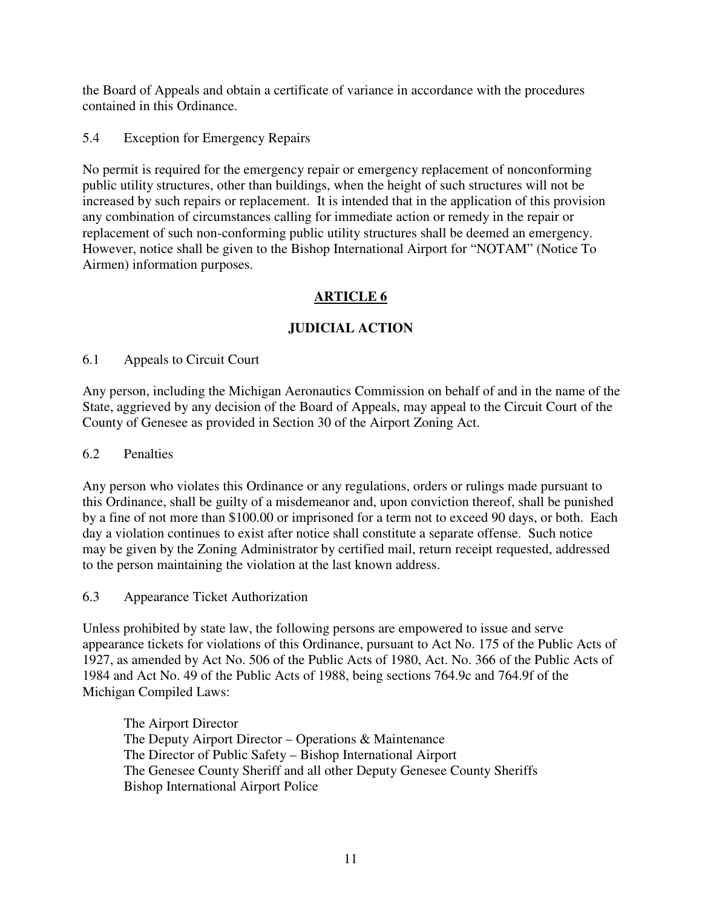the Board of Appeals and obtain a certificate of variance in accordance with the procedures contained in this Ordinance.

5.4 Exception for Emergency Repairs

No permit is required for the emergency repair or emergency replacement of nonconforming public utility structures, other than buildings, when the height of such structures will not be increased by such repairs or replacement. It is intended that in the application of this provision any combination of circumstances calling for immediate action or remedy in the repair or replacement of such non-conforming public utility structures shall be deemed an emergency. However, notice shall be given to the Bishop International Airport for "NOTAM" (Notice To Airmen) information purposes.

## ARTICLE 6

## JUDICIAL ACTION

6.1 Appeals to Circuit Court

Any person, including the Michigan Aeronautics Commission on behalf of and in the name of the State, aggrieved by any decision of the Board of Appeals, may appeal to the Circuit Court of the County of Genesee as provided in Section 30 of the Airport Zoning Act.

6.2 Penalties

Any person who violates this Ordinance or any regulations, orders or rulings made pursuant to this Ordinance, shall be guilty of a misdemeanor and, upon conviction thereof, shall be punished by a fine of not more than $100.00 or imprisoned for a term not to exceed 90 days, or both. Each day a violation continues to exist after notice shall constitute a separate offense. Such notice may be given by the Zoning Administrator by certified mail, return receipt requested, addressed to the person maintaining the violation at the last known address.

6.3 Appearance Ticket Authorization

Unless prohibited by state law, the following persons are empowered to issue and serve appearance tickets for violations of this Ordinance, pursuant to Act No. 175 of the Public Acts of 1927, as amended by Act No. 506 of the Public Acts of 1980, Act. No. 366 of the Public Acts of 1984 and Act No. 49 of the Public Acts of 1988, being sections 764.9c and 764.9f of the Michigan Compiled Laws:

The Airport Director
The Deputy Airport Director – Operations & Maintenance
The Director of Public Safety – Bishop International Airport
The Genesee County Sheriff and all other Deputy Genesee County Sheriffs
Bishop International Airport Police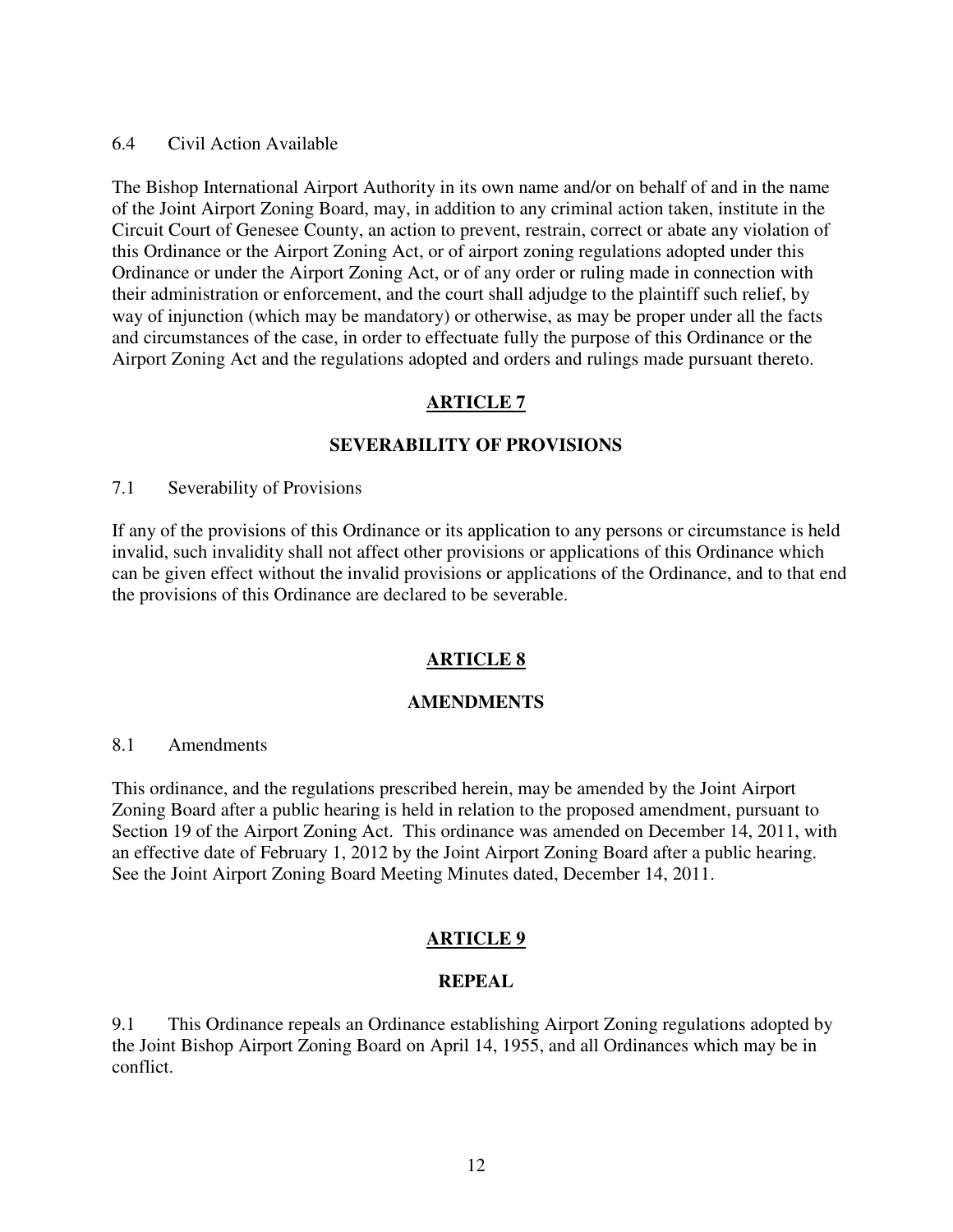6.4 Civil Action Available

The Bishop International Airport Authority in its own name and/or on behalf of and in the name of the Joint Airport Zoning Board, may, in addition to any criminal action taken, institute in the Circuit Court of Genesee County, an action to prevent, restrain, correct or abate any violation of this Ordinance or the Airport Zoning Act, or of airport zoning regulations adopted under this Ordinance or under the Airport Zoning Act, or of any order or ruling made in connection with their administration or enforcement, and the court shall adjudge to the plaintiff such relief, by way of injunction (which may be mandatory) or otherwise, as may be proper under all the facts and circumstances of the case, in order to effectuate fully the purpose of this Ordinance or the Airport Zoning Act and the regulations adopted and orders and rulings made pursuant thereto.

## ARTICLE 7

## SEVERABILITY OF PROVISIONS

7.1 Severability of Provisions

If any of the provisions of this Ordinance or its application to any persons or circumstance is held invalid, such invalidity shall not affect other provisions or applications of this Ordinance which can be given effect without the invalid provisions or applications of the Ordinance, and to that end the provisions of this Ordinance are declared to be severable.

## ARTICLE 8

## AMENDMENTS

8.1 Amendments

This ordinance, and the regulations prescribed herein, may be amended by the Joint Airport Zoning Board after a public hearing is held in relation to the proposed amendment, pursuant to Section 19 of the Airport Zoning Act. This ordinance was amended on December 14, 2011, with an effective date of February 1, 2012 by the Joint Airport Zoning Board after a public hearing. See the Joint Airport Zoning Board Meeting Minutes dated, December 14, 2011.

## ARTICLE 9

## REPEAL

9.1 This Ordinance repeals an Ordinance establishing Airport Zoning regulations adopted by the Joint Bishop Airport Zoning Board on April 14, 1955, and all Ordinances which may be in conflict.